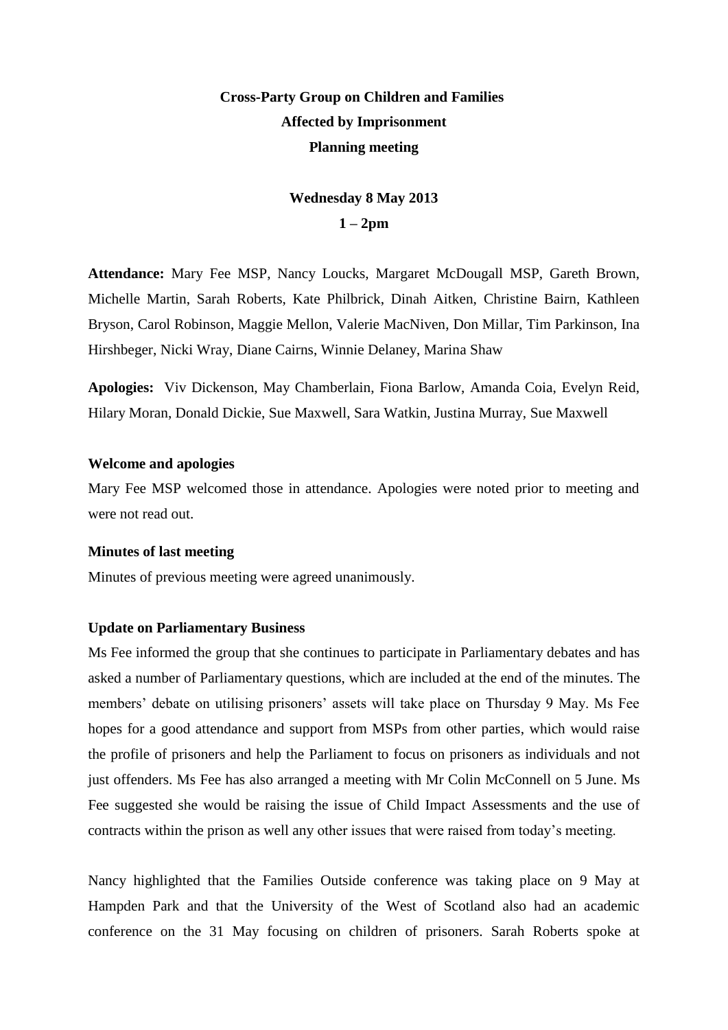**Cross-Party Group on Children and Families**

**Affected by Imprisonment**

**Planning meeting**

**Wednesday 8 May 2013**

**1 – 2pm**

**Attendance:** Mary Fee MSP, Nancy Loucks, Margaret McDougall MSP, Gareth Brown, Michelle Martin, Sarah Roberts, Kate Philbrick, Dinah Aitken, Christine Bairn, Kathleen Bryson, Carol Robinson, Maggie Mellon, Valerie MacNiven, Don Millar, Tim Parkinson, Ina Hirshbeger, Nicki Wray, Diane Cairns, Winnie Delaney, Marina Shaw

**Apologies:** Viv Dickenson, May Chamberlain, Fiona Barlow, Amanda Coia, Evelyn Reid, Hilary Moran, Donald Dickie, Sue Maxwell, Sara Watkin, Justina Murray, Sue Maxwell

**Welcome and apologies**

Mary Fee MSP welcomed those in attendance. Apologies were noted prior to meeting and were not read out.

**Minutes of last meeting**

Minutes of previous meeting were agreed unanimously.

**Update on Parliamentary Business**

Ms Fee informed the group that she continues to participate in Parliamentary debates and has asked a number of Parliamentary questions, which are included at the end of the minutes. The members' debate on utilising prisoners' assets will take place on Thursday 9 May. Ms Fee hopes for a good attendance and support from MSPs from other parties, which would raise the profile of prisoners and help the Parliament to focus on prisoners as individuals and not just offenders. Ms Fee has also arranged a meeting with Mr Colin McConnell on 5 June. Ms Fee suggested she would be raising the issue of Child Impact Assessments and the use of contracts within the prison as well any other issues that were raised from today's meeting.

Nancy highlighted that the Families Outside conference was taking place on 9 May at Hampden Park and that the University of the West of Scotland also had an academic conference on the 31 May focusing on children of prisoners. Sarah Roberts spoke at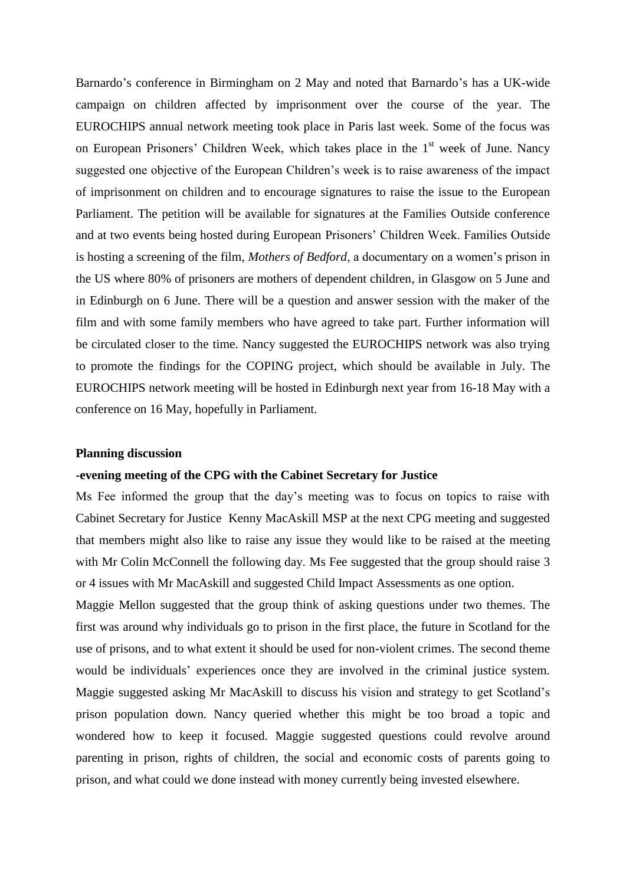Barnardo's conference in Birmingham on 2 May and noted that Barnardo's has a UK-wide campaign on children affected by imprisonment over the course of the year. The EUROCHIPS annual network meeting took place in Paris last week. Some of the focus was on European Prisoners' Children Week, which takes place in the 1st week of June. Nancy suggested one objective of the European Children's week is to raise awareness of the impact of imprisonment on children and to encourage signatures to raise the issue to the European Parliament. The petition will be available for signatures at the Families Outside conference and at two events being hosted during European Prisoners' Children Week. Families Outside is hosting a screening of the film, *Mothers of Bedford*, a documentary on a women's prison in the US where 80% of prisoners are mothers of dependent children, in Glasgow on 5 June and in Edinburgh on 6 June. There will be a question and answer session with the maker of the film and with some family members who have agreed to take part. Further information will be circulated closer to the time. Nancy suggested the EUROCHIPS network was also trying to promote the findings for the COPING project, which should be available in July. The EUROCHIPS network meeting will be hosted in Edinburgh next year from 16-18 May with a conference on 16 May, hopefully in Parliament.

**Planning discussion**

**-evening meeting of the CPG with the Cabinet Secretary for Justice**

Ms Fee informed the group that the day's meeting was to focus on topics to raise with Cabinet Secretary for Justice Kenny MacAskill MSP at the next CPG meeting and suggested that members might also like to raise any issue they would like to be raised at the meeting with Mr Colin McConnell the following day. Ms Fee suggested that the group should raise 3 or 4 issues with Mr MacAskill and suggested Child Impact Assessments as one option.

Maggie Mellon suggested that the group think of asking questions under two themes. The first was around why individuals go to prison in the first place, the future in Scotland for the use of prisons, and to what extent it should be used for non-violent crimes. The second theme would be individuals' experiences once they are involved in the criminal justice system. Maggie suggested asking Mr MacAskill to discuss his vision and strategy to get Scotland's prison population down. Nancy queried whether this might be too broad a topic and wondered how to keep it focused. Maggie suggested questions could revolve around parenting in prison, rights of children, the social and economic costs of parents going to prison, and what could we done instead with money currently being invested elsewhere.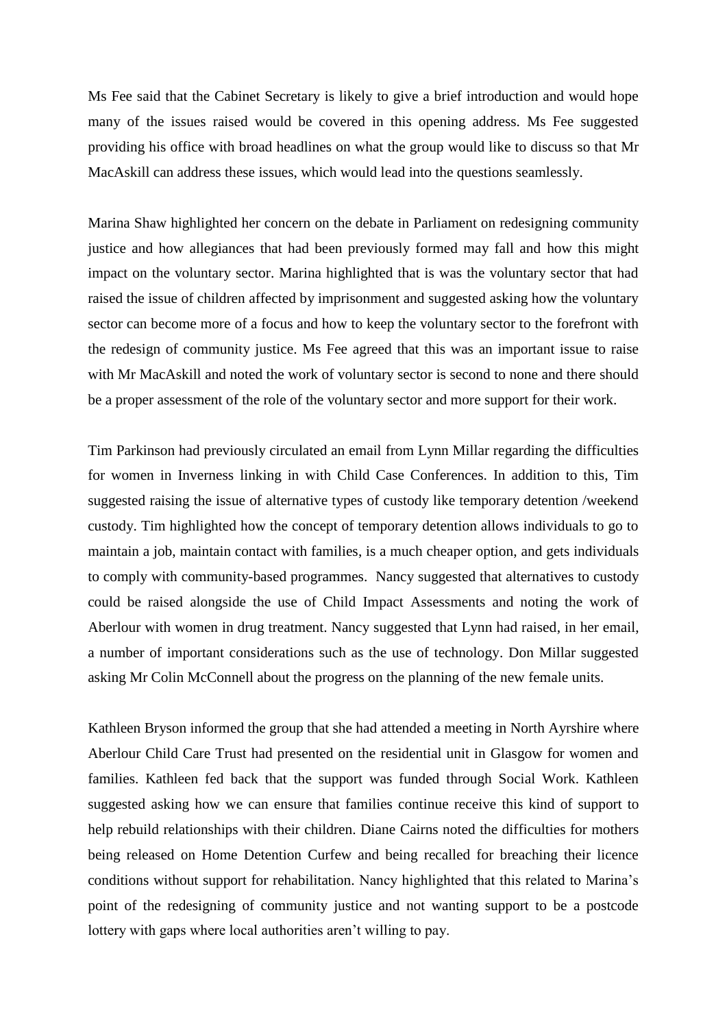Ms Fee said that the Cabinet Secretary is likely to give a brief introduction and would hope many of the issues raised would be covered in this opening address. Ms Fee suggested providing his office with broad headlines on what the group would like to discuss so that Mr MacAskill can address these issues, which would lead into the questions seamlessly.

Marina Shaw highlighted her concern on the debate in Parliament on redesigning community justice and how allegiances that had been previously formed may fall and how this might impact on the voluntary sector. Marina highlighted that is was the voluntary sector that had raised the issue of children affected by imprisonment and suggested asking how the voluntary sector can become more of a focus and how to keep the voluntary sector to the forefront with the redesign of community justice. Ms Fee agreed that this was an important issue to raise with Mr MacAskill and noted the work of voluntary sector is second to none and there should be a proper assessment of the role of the voluntary sector and more support for their work.

Tim Parkinson had previously circulated an email from Lynn Millar regarding the difficulties for women in Inverness linking in with Child Case Conferences. In addition to this, Tim suggested raising the issue of alternative types of custody like temporary detention /weekend custody. Tim highlighted how the concept of temporary detention allows individuals to go to maintain a job, maintain contact with families, is a much cheaper option, and gets individuals to comply with community-based programmes. Nancy suggested that alternatives to custody could be raised alongside the use of Child Impact Assessments and noting the work of Aberlour with women in drug treatment. Nancy suggested that Lynn had raised, in her email, a number of important considerations such as the use of technology. Don Millar suggested asking Mr Colin McConnell about the progress on the planning of the new female units.

Kathleen Bryson informed the group that she had attended a meeting in North Ayrshire where Aberlour Child Care Trust had presented on the residential unit in Glasgow for women and families. Kathleen fed back that the support was funded through Social Work. Kathleen suggested asking how we can ensure that families continue receive this kind of support to help rebuild relationships with their children. Diane Cairns noted the difficulties for mothers being released on Home Detention Curfew and being recalled for breaching their licence conditions without support for rehabilitation. Nancy highlighted that this related to Marina's point of the redesigning of community justice and not wanting support to be a postcode lottery with gaps where local authorities aren't willing to pay.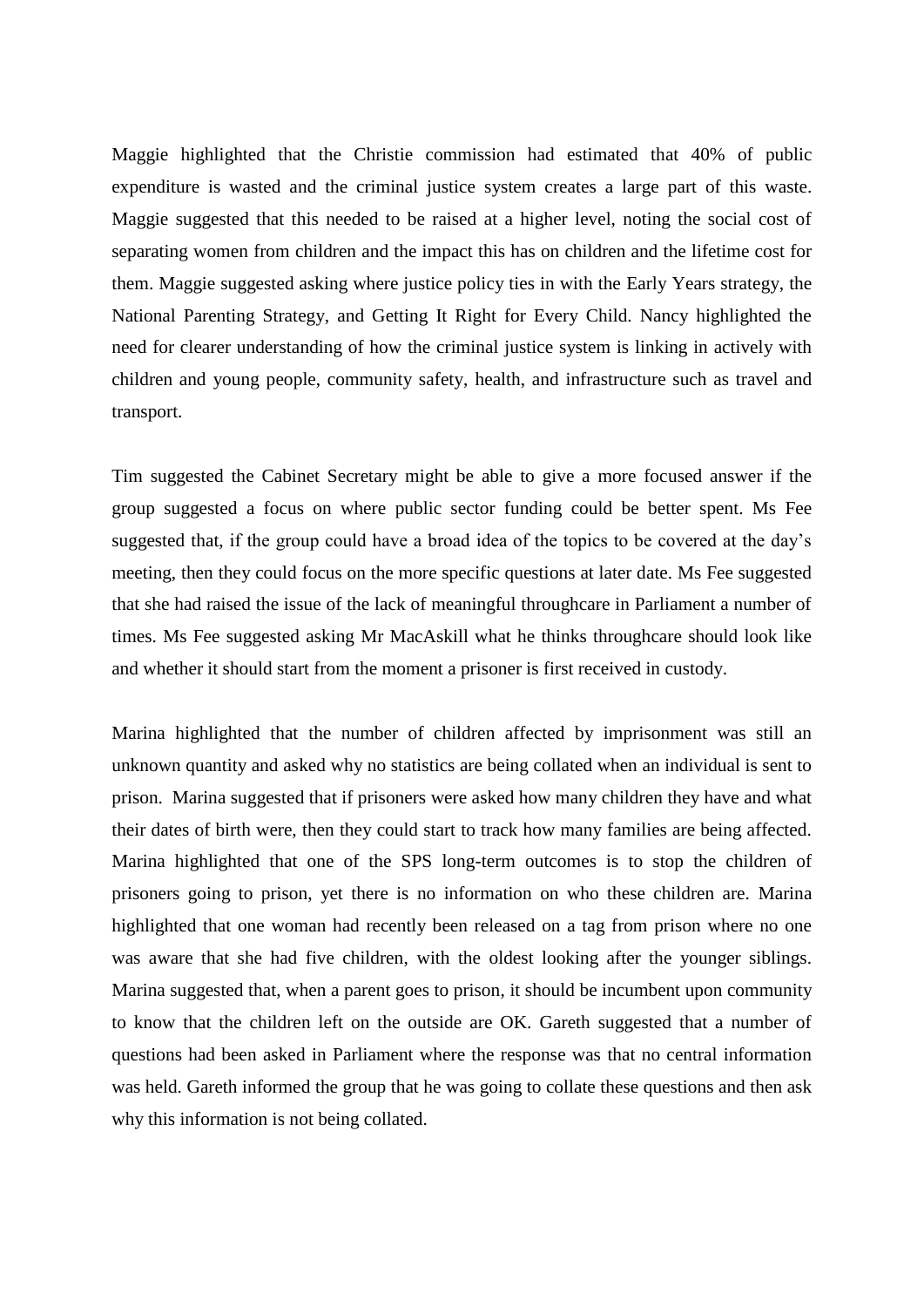Maggie highlighted that the Christie commission had estimated that 40% of public expenditure is wasted and the criminal justice system creates a large part of this waste. Maggie suggested that this needed to be raised at a higher level, noting the social cost of separating women from children and the impact this has on children and the lifetime cost for them. Maggie suggested asking where justice policy ties in with the Early Years strategy, the National Parenting Strategy, and Getting It Right for Every Child. Nancy highlighted the need for clearer understanding of how the criminal justice system is linking in actively with children and young people, community safety, health, and infrastructure such as travel and transport.

Tim suggested the Cabinet Secretary might be able to give a more focused answer if the group suggested a focus on where public sector funding could be better spent. Ms Fee suggested that, if the group could have a broad idea of the topics to be covered at the day's meeting, then they could focus on the more specific questions at later date. Ms Fee suggested that she had raised the issue of the lack of meaningful throughcare in Parliament a number of times. Ms Fee suggested asking Mr MacAskill what he thinks throughcare should look like and whether it should start from the moment a prisoner is first received in custody.

Marina highlighted that the number of children affected by imprisonment was still an unknown quantity and asked why no statistics are being collated when an individual is sent to prison. Marina suggested that if prisoners were asked how many children they have and what their dates of birth were, then they could start to track how many families are being affected. Marina highlighted that one of the SPS long-term outcomes is to stop the children of prisoners going to prison, yet there is no information on who these children are. Marina highlighted that one woman had recently been released on a tag from prison where no one was aware that she had five children, with the oldest looking after the younger siblings. Marina suggested that, when a parent goes to prison, it should be incumbent upon community to know that the children left on the outside are OK. Gareth suggested that a number of questions had been asked in Parliament where the response was that no central information was held. Gareth informed the group that he was going to collate these questions and then ask why this information is not being collated.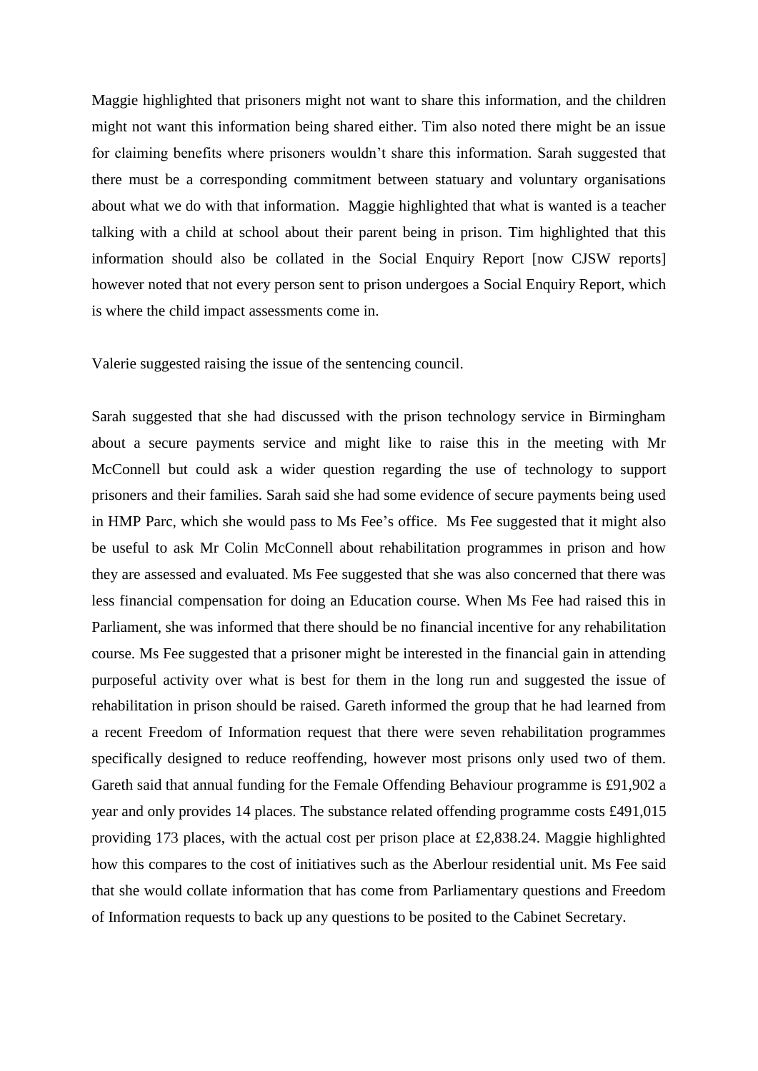Maggie highlighted that prisoners might not want to share this information, and the children might not want this information being shared either. Tim also noted there might be an issue for claiming benefits where prisoners wouldn't share this information. Sarah suggested that there must be a corresponding commitment between statuary and voluntary organisations about what we do with that information. Maggie highlighted that what is wanted is a teacher talking with a child at school about their parent being in prison. Tim highlighted that this information should also be collated in the Social Enquiry Report [now CJSW reports] however noted that not every person sent to prison undergoes a Social Enquiry Report, which is where the child impact assessments come in.

Valerie suggested raising the issue of the sentencing council.

Sarah suggested that she had discussed with the prison technology service in Birmingham about a secure payments service and might like to raise this in the meeting with Mr McConnell but could ask a wider question regarding the use of technology to support prisoners and their families. Sarah said she had some evidence of secure payments being used in HMP Parc, which she would pass to Ms Fee's office. Ms Fee suggested that it might also be useful to ask Mr Colin McConnell about rehabilitation programmes in prison and how they are assessed and evaluated. Ms Fee suggested that she was also concerned that there was less financial compensation for doing an Education course. When Ms Fee had raised this in Parliament, she was informed that there should be no financial incentive for any rehabilitation course. Ms Fee suggested that a prisoner might be interested in the financial gain in attending purposeful activity over what is best for them in the long run and suggested the issue of rehabilitation in prison should be raised. Gareth informed the group that he had learned from a recent Freedom of Information request that there were seven rehabilitation programmes specifically designed to reduce reoffending, however most prisons only used two of them. Gareth said that annual funding for the Female Offending Behaviour programme is £91,902 a year and only provides 14 places. The substance related offending programme costs £491,015 providing 173 places, with the actual cost per prison place at £2,838.24. Maggie highlighted how this compares to the cost of initiatives such as the Aberlour residential unit. Ms Fee said that she would collate information that has come from Parliamentary questions and Freedom of Information requests to back up any questions to be posited to the Cabinet Secretary.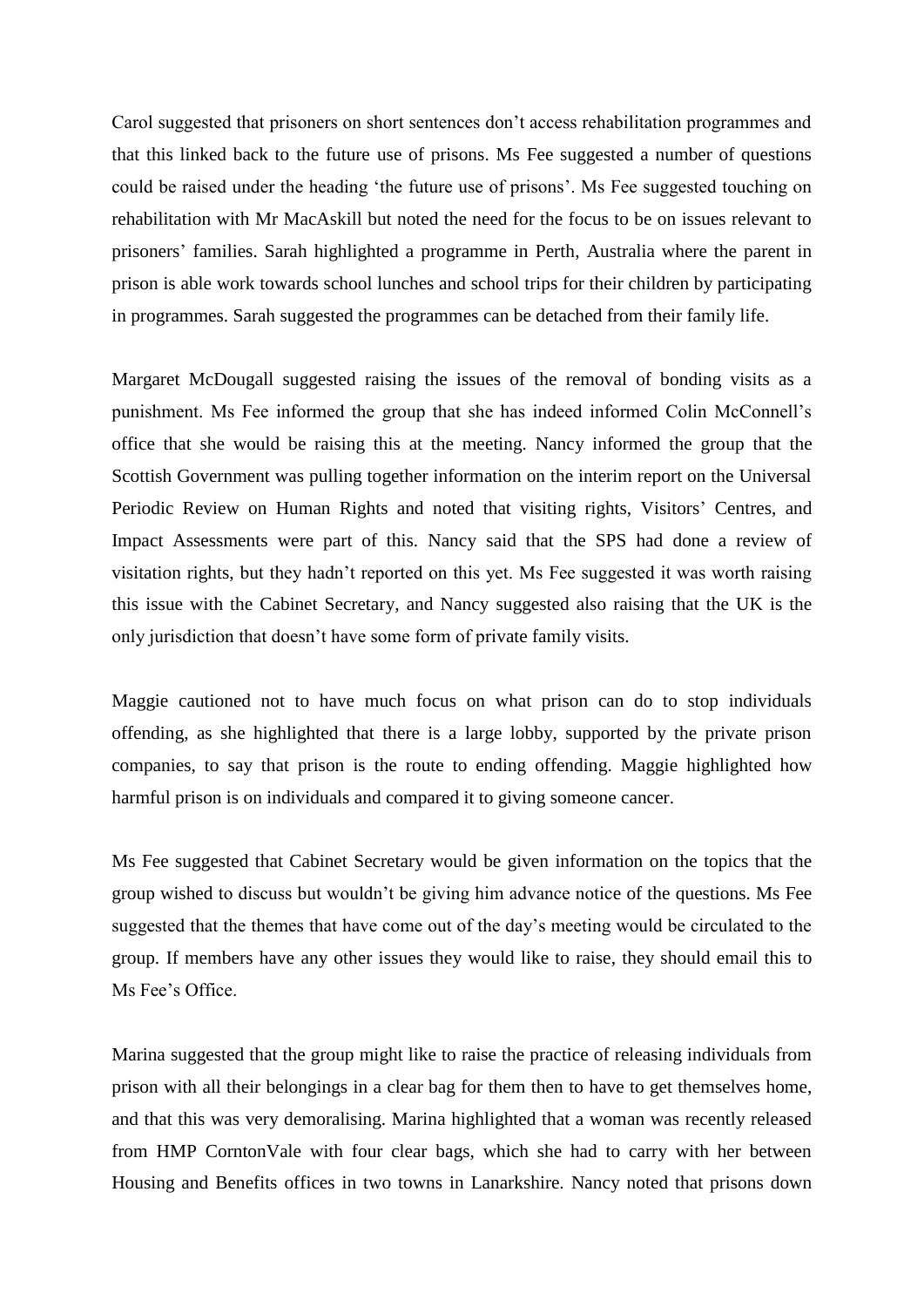Carol suggested that prisoners on short sentences don't access rehabilitation programmes and that this linked back to the future use of prisons. Ms Fee suggested a number of questions could be raised under the heading 'the future use of prisons'. Ms Fee suggested touching on rehabilitation with Mr MacAskill but noted the need for the focus to be on issues relevant to prisoners' families. Sarah highlighted a programme in Perth, Australia where the parent in prison is able work towards school lunches and school trips for their children by participating in programmes. Sarah suggested the programmes can be detached from their family life.

Margaret McDougall suggested raising the issues of the removal of bonding visits as a punishment. Ms Fee informed the group that she has indeed informed Colin McConnell's office that she would be raising this at the meeting. Nancy informed the group that the Scottish Government was pulling together information on the interim report on the Universal Periodic Review on Human Rights and noted that visiting rights, Visitors' Centres, and Impact Assessments were part of this. Nancy said that the SPS had done a review of visitation rights, but they hadn't reported on this yet. Ms Fee suggested it was worth raising this issue with the Cabinet Secretary, and Nancy suggested also raising that the UK is the only jurisdiction that doesn't have some form of private family visits.

Maggie cautioned not to have much focus on what prison can do to stop individuals offending, as she highlighted that there is a large lobby, supported by the private prison companies, to say that prison is the route to ending offending. Maggie highlighted how harmful prison is on individuals and compared it to giving someone cancer.

Ms Fee suggested that Cabinet Secretary would be given information on the topics that the group wished to discuss but wouldn't be giving him advance notice of the questions. Ms Fee suggested that the themes that have come out of the day's meeting would be circulated to the group. If members have any other issues they would like to raise, they should email this to Ms Fee's Office.

Marina suggested that the group might like to raise the practice of releasing individuals from prison with all their belongings in a clear bag for them then to have to get themselves home, and that this was very demoralising. Marina highlighted that a woman was recently released from HMP CorntonVale with four clear bags, which she had to carry with her between Housing and Benefits offices in two towns in Lanarkshire. Nancy noted that prisons down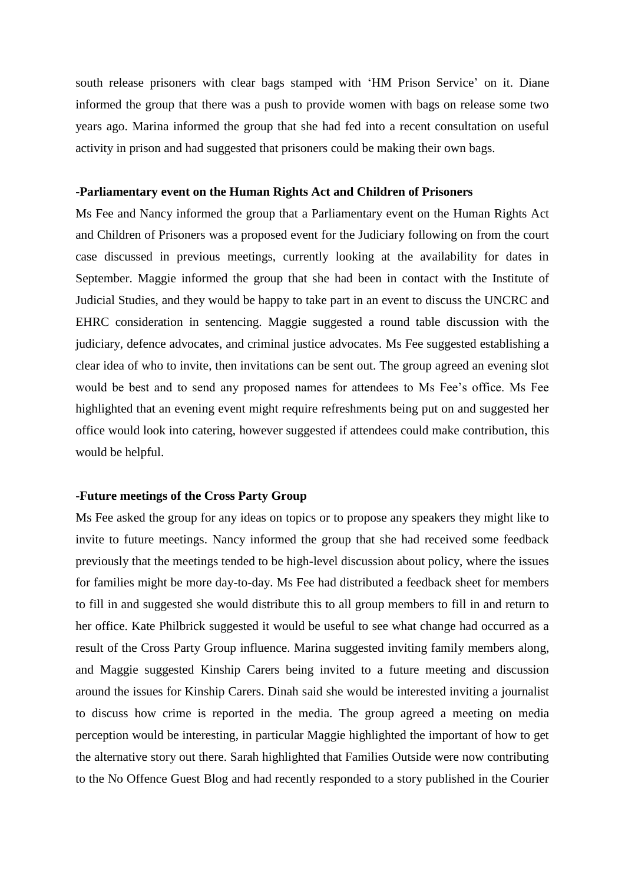south release prisoners with clear bags stamped with 'HM Prison Service' on it. Diane informed the group that there was a push to provide women with bags on release some two years ago. Marina informed the group that she had fed into a recent consultation on useful activity in prison and had suggested that prisoners could be making their own bags.

**-Parliamentary event on the Human Rights Act and Children of Prisoners**

Ms Fee and Nancy informed the group that a Parliamentary event on the Human Rights Act and Children of Prisoners was a proposed event for the Judiciary following on from the court case discussed in previous meetings, currently looking at the availability for dates in September. Maggie informed the group that she had been in contact with the Institute of Judicial Studies, and they would be happy to take part in an event to discuss the UNCRC and EHRC consideration in sentencing. Maggie suggested a round table discussion with the judiciary, defence advocates, and criminal justice advocates. Ms Fee suggested establishing a clear idea of who to invite, then invitations can be sent out. The group agreed an evening slot would be best and to send any proposed names for attendees to Ms Fee's office. Ms Fee highlighted that an evening event might require refreshments being put on and suggested her office would look into catering, however suggested if attendees could make contribution, this would be helpful.

**-Future meetings of the Cross Party Group**

Ms Fee asked the group for any ideas on topics or to propose any speakers they might like to invite to future meetings. Nancy informed the group that she had received some feedback previously that the meetings tended to be high-level discussion about policy, where the issues for families might be more day-to-day. Ms Fee had distributed a feedback sheet for members to fill in and suggested she would distribute this to all group members to fill in and return to her office. Kate Philbrick suggested it would be useful to see what change had occurred as a result of the Cross Party Group influence. Marina suggested inviting family members along, and Maggie suggested Kinship Carers being invited to a future meeting and discussion around the issues for Kinship Carers. Dinah said she would be interested inviting a journalist to discuss how crime is reported in the media. The group agreed a meeting on media perception would be interesting, in particular Maggie highlighted the important of how to get the alternative story out there. Sarah highlighted that Families Outside were now contributing to the No Offence Guest Blog and had recently responded to a story published in the Courier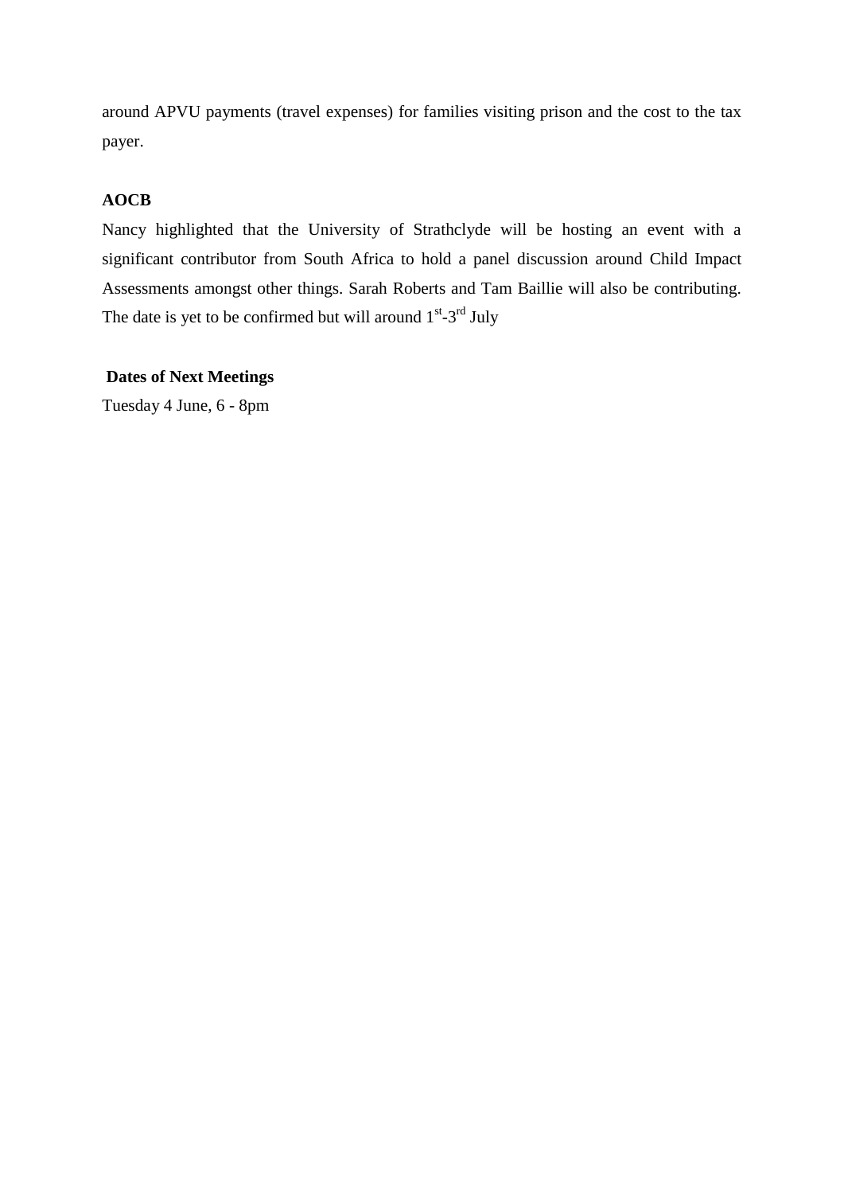around APVU payments (travel expenses) for families visiting prison and the cost to the tax payer.

**AOCB**

Nancy highlighted that the University of Strathclyde will be hosting an event with a significant contributor from South Africa to hold a panel discussion around Child Impact Assessments amongst other things. Sarah Roberts and Tam Baillie will also be contributing. The date is yet to be confirmed but will around 1st-3rd July

**Dates of Next Meetings**

Tuesday 4 June, 6 - 8pm